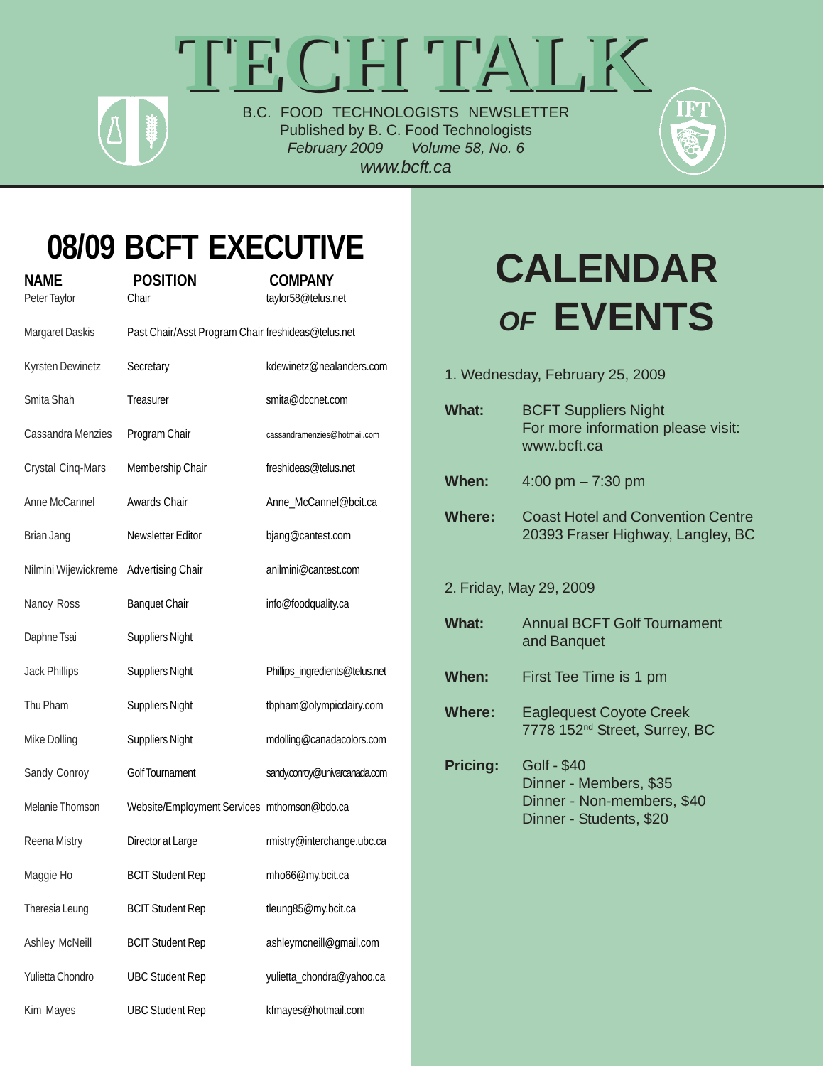# TECH TALK

B.C. FOOD TECHNOLOGISTS NEWSLETTER
Published by B. C. Food Technologists
*February 2009 Volume 58, No. 6*
*www.bcft.ca*

## 08/09 BCFT EXECUTIVE

| NAME | POSITION | COMPANY |
|---|---|---|
| Peter Taylor | Chair | taylor58@telus.net |
| Margaret Daskis | Past Chair/Asst Program Chair | freshideas@telus.net |
| Kyrsten Dewinetz | Secretary | kdewinetz@nealanders.com |
| Smita Shah | Treasurer | smita@dccnet.com |
| Cassandra Menzies | Program Chair | cassandramenzies@hotmail.com |
| Crystal Cinq-Mars | Membership Chair | freshideas@telus.net |
| Anne McCannel | Awards Chair | Anne_McCannel@bcit.ca |
| Brian Jang | Newsletter Editor | bjang@cantest.com |
| Nilmini Wijewickreme | Advertising Chair | anilmini@cantest.com |
| Nancy Ross | Banquet Chair | info@foodquality.ca |
| Daphne Tsai | Suppliers Night | |
| Jack Phillips | Suppliers Night | Phillips_ingredients@telus.net |
| Thu Pham | Suppliers Night | tbpham@olympicdairy.com |
| Mike Dolling | Suppliers Night | mdolling@canadacolors.com |
| Sandy Conroy | Golf Tournament | sandy.conroy@univarcanada.com |
| Melanie Thomson | Website/Employment Services | mthomson@bdo.ca |
| Reena Mistry | Director at Large | rmistry@interchange.ubc.ca |
| Maggie Ho | BCIT Student Rep | mho66@my.bcit.ca |
| Theresia Leung | BCIT Student Rep | tleung85@my.bcit.ca |
| Ashley McNeill | BCIT Student Rep | ashleymcneill@gmail.com |
| Yulietta Chondro | UBC Student Rep | yulietta_chondra@yahoo.ca |
| Kim Mayes | UBC Student Rep | kfmayes@hotmail.com |

## CALENDAR *OF* EVENTS

1. Wednesday, February 25, 2009

**What:** BCFT Suppliers Night
For more information please visit: www.bcft.ca

**When:** 4:00 pm – 7:30 pm

**Where:** Coast Hotel and Convention Centre
20393 Fraser Highway, Langley, BC

2. Friday, May 29, 2009

**What:** Annual BCFT Golf Tournament and Banquet

**When:** First Tee Time is 1 pm

**Where:** Eaglequest Coyote Creek
7778 152nd Street, Surrey, BC

**Pricing:** Golf - $40
Dinner - Members, $35
Dinner - Non-members, $40
Dinner - Students, $20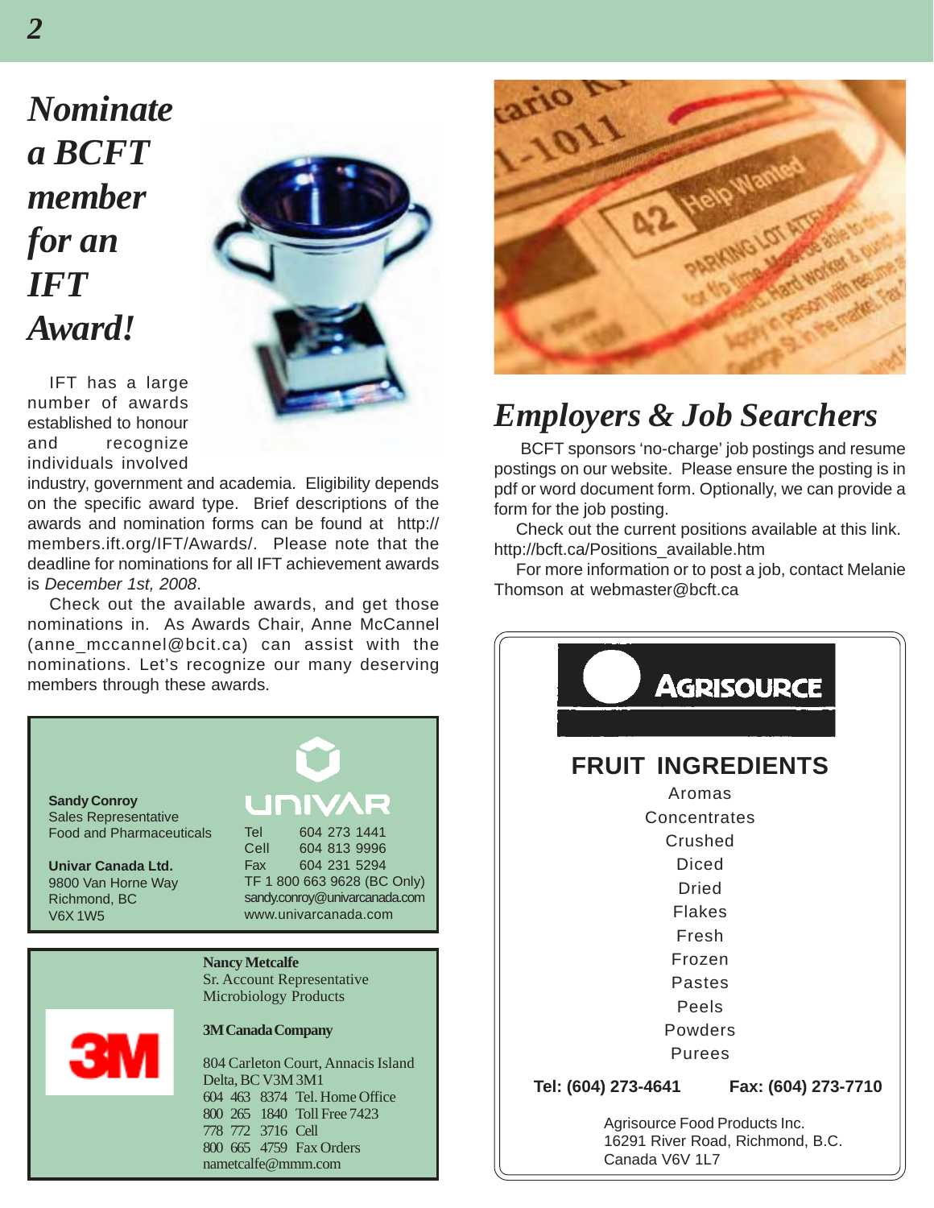# *Nominate a BCFT member for an IFT Award!*

IFT has a large number of awards established to honour and recognize individuals involved industry, government and academia. Eligibility depends on the specific award type. Brief descriptions of the awards and nomination forms can be found at http://members.ift.org/IFT/Awards/. Please note that the deadline for nominations for all IFT achievement awards is *December 1st, 2008*.

Check out the available awards, and get those nominations in. As Awards Chair, Anne McCannel (anne_mccannel@bcit.ca) can assist with the nominations. Let's recognize our many deserving members through these awards.

**Sandy Conroy**
Sales Representative
Food and Pharmaceuticals

**Univar Canada Ltd.**
9800 Van Horne Way
Richmond, BC
V6X 1W5

UNIVAR

Tel 604 273 1441
Cell 604 813 9996
Fax 604 231 5294
TF 1 800 663 9628 (BC Only)
sandy.conroy@univarcanada.com
www.univarcanada.com

3M

**Nancy Metcalfe**
Sr. Account Representative
Microbiology Products

**3M Canada Company**

804 Carleton Court, Annacis Island
Delta, BC V3M 3M1
604 463 8374 Tel. Home Office
800 265 1840 Toll Free 7423
778 772 3716 Cell
800 665 4759 Fax Orders
nametcalfe@mmm.com

# *Employers & Job Searchers*

BCFT sponsors 'no-charge' job postings and resume postings on our website. Please ensure the posting is in pdf or word document form. Optionally, we can provide a form for the job posting.

Check out the current positions available at this link. http://bcft.ca/Positions_available.htm

For more information or to post a job, contact Melanie Thomson at webmaster@bcft.ca

AGRISOURCE

**FRUIT INGREDIENTS**

Aromas
Concentrates
Crushed
Diced
Dried
Flakes
Fresh
Frozen
Pastes
Peels
Powders
Purees

**Tel: (604) 273-4641** **Fax: (604) 273-7710**

Agrisource Food Products Inc.
16291 River Road, Richmond, B.C.
Canada V6V 1L7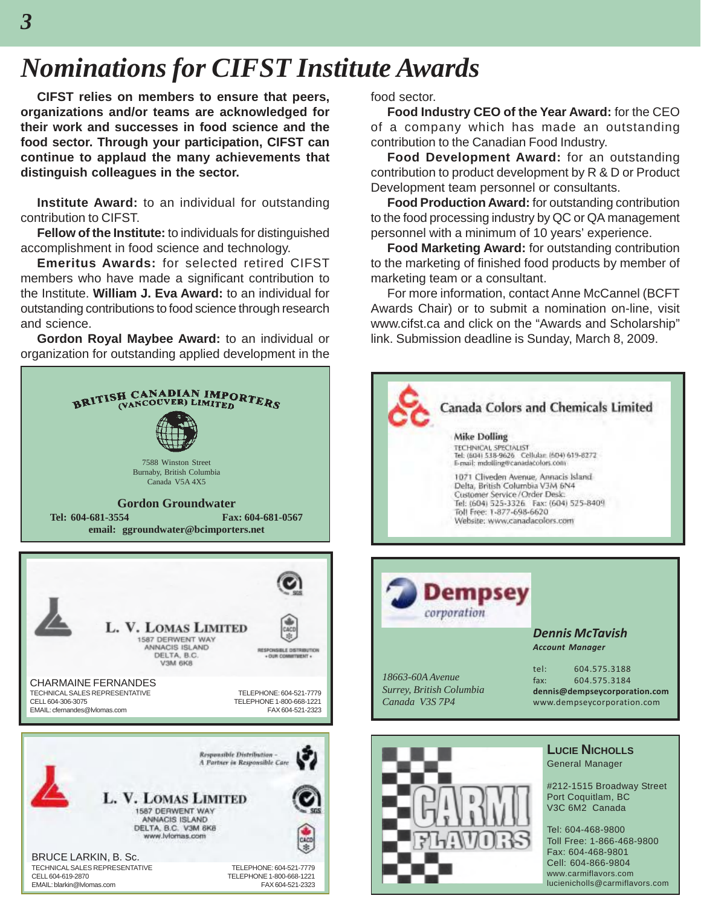# Nominations for CIFST Institute Awards

**CIFST relies on members to ensure that peers, organizations and/or teams are acknowledged for their work and successes in food science and the food sector. Through your participation, CIFST can continue to applaud the many achievements that distinguish colleagues in the sector.**

**Institute Award:** to an individual for outstanding contribution to CIFST.

**Fellow of the Institute:** to individuals for distinguished accomplishment in food science and technology.

**Emeritus Awards:** for selected retired CIFST members who have made a significant contribution to the Institute. **William J. Eva Award:** to an individual for outstanding contributions to food science through research and science.

**Gordon Royal Maybee Award:** to an individual or organization for outstanding applied development in the food sector.

**Food Industry CEO of the Year Award:** for the CEO of a company which has made an outstanding contribution to the Canadian Food Industry.

**Food Development Award:** for an outstanding contribution to product development by R & D or Product Development team personnel or consultants.

**Food Production Award:** for outstanding contribution to the food processing industry by QC or QA management personnel with a minimum of 10 years' experience.

**Food Marketing Award:** for outstanding contribution to the marketing of finished food products by member of marketing team or a consultant.

For more information, contact Anne McCannel (BCFT Awards Chair) or to submit a nomination on-line, visit www.cifst.ca and click on the "Awards and Scholarship" link. Submission deadline is Sunday, March 8, 2009.

---

**BRITISH CANADIAN IMPORTERS (VANCOUVER) LIMITED**

7588 Winston Street
Burnaby, British Columbia
Canada V5A 4X5

**Gordon Groundwater**
**Tel: 604-681-3554** **Fax: 604-681-0567**
**email: ggroundwater@bcimporters.net**

---

**Canada Colors and Chemicals Limited**

**Mike Dolling**
TECHNICAL SPECIALIST
Tel: (604) 538-9626 Cellular: (604) 619-8272
E-mail: mdolling@canadacolors.com

1071 Cliveden Avenue, Annacis Island
Delta, British Columbia V3M 6N4
Customer Service/Order Desk:
Tel: (604) 525-3326 Fax: (604) 525-8409
Toll Free: 1-877-698-6620
Website: www.canadacolors.com

---

**L. V. LOMAS LIMITED**
1587 DERWENT WAY
ANNACIS ISLAND
DELTA, B.C.
V3M 6K8

RESPONSIBLE DISTRIBUTION • OUR COMMITMENT •

CHARMAINE FERNANDES
TECHNICAL SALES REPRESENTATIVE
CELL 604-306-3075
EMAIL: cfernandes@lvlomas.com
TELEPHONE: 604-521-7779
TELEPHONE 1-800-668-1221
FAX 604-521-2323

---

**Dempsey** *corporation*

***Dennis McTavish***
***Account Manager***

*18663-60A Avenue*
*Surrey, British Columbia*
*Canada V3S 7P4*

tel: 604.575.3188
fax: 604.575.3184
**dennis@dempseycorporation.com**
www.dempseycorporation.com

---

*Responsible Distribution – A Partner in Responsible Care*

**L. V. LOMAS LIMITED**
1587 DERWENT WAY
ANNACIS ISLAND
DELTA, B.C. V3M 6K8
www.lvlomas.com

BRUCE LARKIN, B. Sc.
TECHNICAL SALES REPRESENTATIVE
CELL 604-619-2870
EMAIL: blarkin@lvlomas.com
TELEPHONE: 604-521-7779
TELEPHONE 1-800-668-1221
FAX 604-521-2323

---

**CARMI FLAVORS**

**LUCIE NICHOLLS**
General Manager

#212-1515 Broadway Street
Port Coquitlam, BC
V3C 6M2 Canada

Tel: 604-468-9800
Toll Free: 1-866-468-9800
Fax: 604-468-9801
Cell: 604-866-9804
www.carmiflavors.com
lucienicholls@carmiflavors.com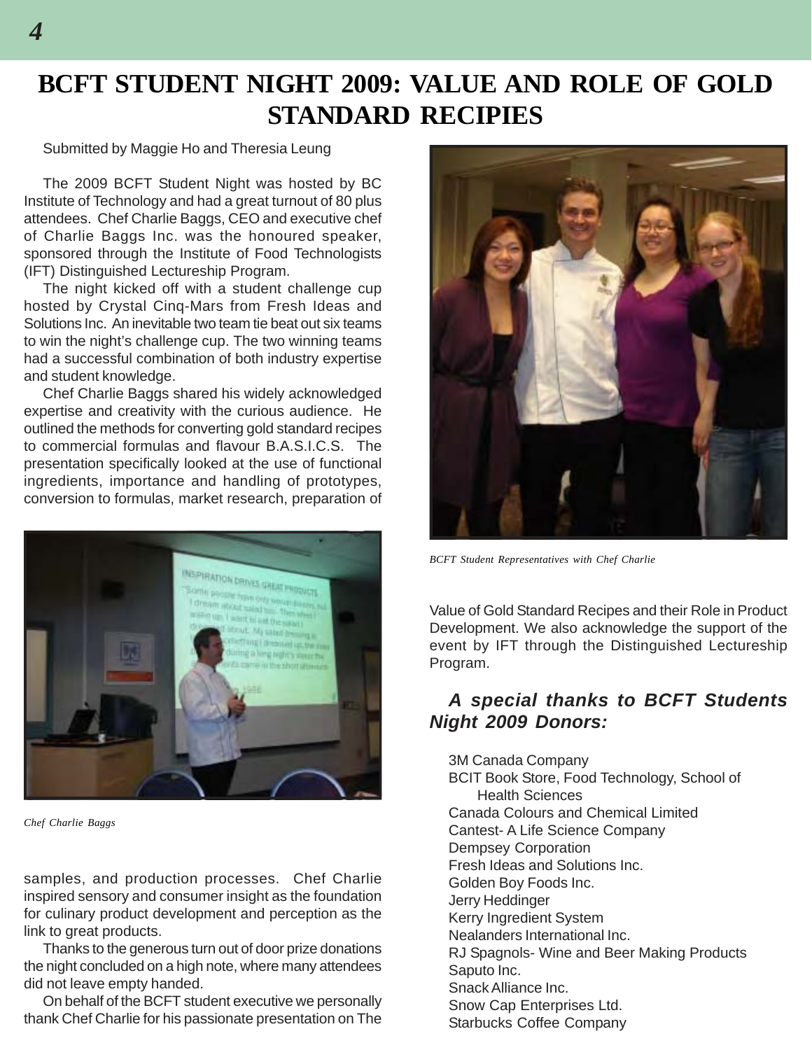# BCFT STUDENT NIGHT 2009: VALUE AND ROLE OF GOLD STANDARD RECIPIES

Submitted by Maggie Ho and Theresia Leung

The 2009 BCFT Student Night was hosted by BC Institute of Technology and had a great turnout of 80 plus attendees. Chef Charlie Baggs, CEO and executive chef of Charlie Baggs Inc. was the honoured speaker, sponsored through the Institute of Food Technologists (IFT) Distinguished Lectureship Program.

The night kicked off with a student challenge cup hosted by Crystal Cinq-Mars from Fresh Ideas and Solutions Inc. An inevitable two team tie beat out six teams to win the night's challenge cup. The two winning teams had a successful combination of both industry expertise and student knowledge.

Chef Charlie Baggs shared his widely acknowledged expertise and creativity with the curious audience. He outlined the methods for converting gold standard recipes to commercial formulas and flavour B.A.S.I.C.S. The presentation specifically looked at the use of functional ingredients, importance and handling of prototypes, conversion to formulas, market research, preparation of samples, and production processes. Chef Charlie inspired sensory and consumer insight as the foundation for culinary product development and perception as the link to great products.

*Chef Charlie Baggs*

Thanks to the generous turn out of door prize donations the night concluded on a high note, where many attendees did not leave empty handed.

On behalf of the BCFT student executive we personally thank Chef Charlie for his passionate presentation on The Value of Gold Standard Recipes and their Role in Product Development. We also acknowledge the support of the event by IFT through the Distinguished Lectureship Program.

*BCFT Student Representatives with Chef Charlie*

### *A special thanks to BCFT Students Night 2009 Donors:*

3M Canada Company
BCIT Book Store, Food Technology, School of Health Sciences
Canada Colours and Chemical Limited
Cantest- A Life Science Company
Dempsey Corporation
Fresh Ideas and Solutions Inc.
Golden Boy Foods Inc.
Jerry Heddinger
Kerry Ingredient System
Nealanders International Inc.
RJ Spagnols- Wine and Beer Making Products
Saputo Inc.
Snack Alliance Inc.
Snow Cap Enterprises Ltd.
Starbucks Coffee Company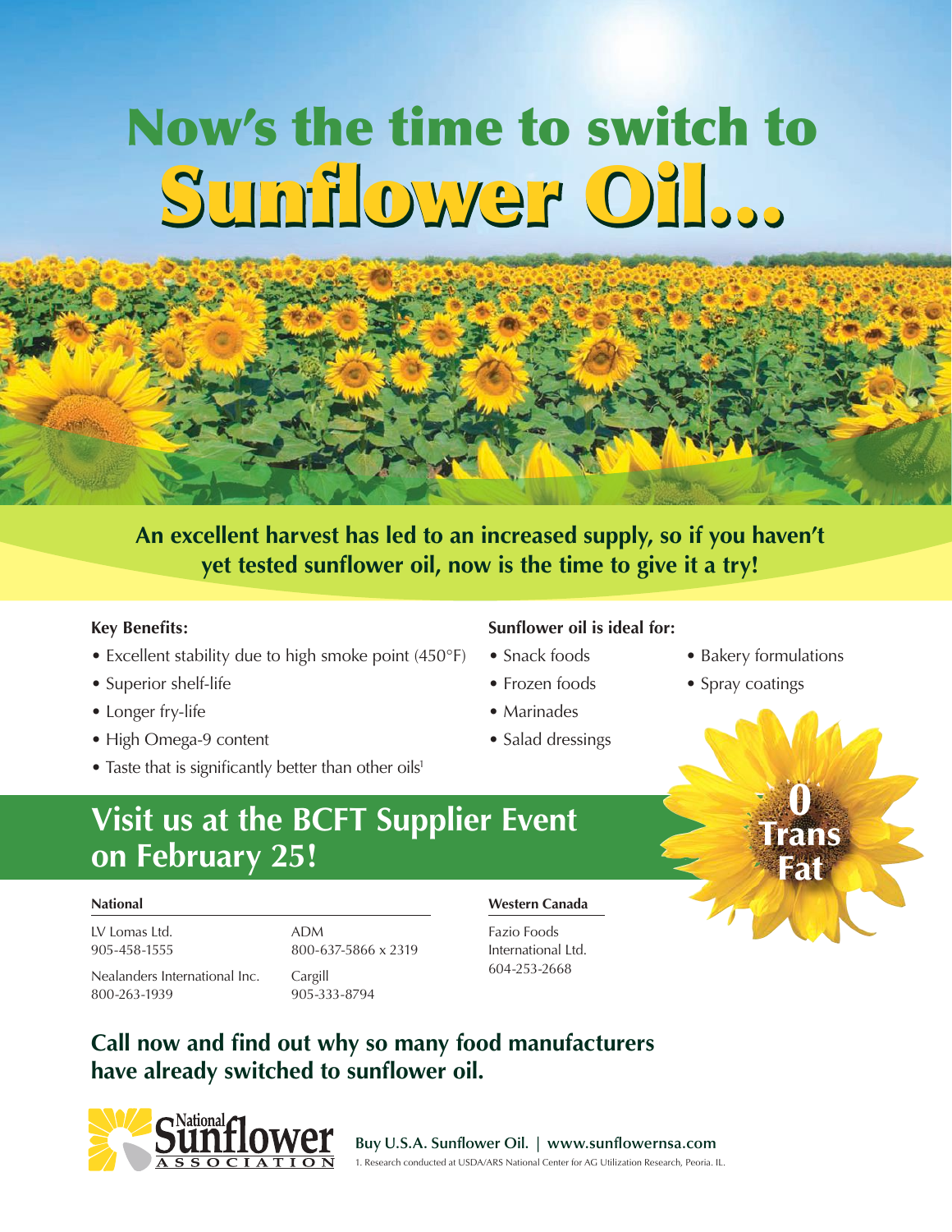# Now's the time to switch to Sunflower Oil...

**An excellent harvest has led to an increased supply, so if you haven't yet tested sunflower oil, now is the time to give it a try!**

**Key Benefits:**

- Excellent stability due to high smoke point (450°F)
- Superior shelf-life
- Longer fry-life
- High Omega-9 content
- Taste that is significantly better than other oils[1]

**Sunflower oil is ideal for:**

- Snack foods
- Frozen foods
- Marinades
- Salad dressings
- Bakery formulations
- Spray coatings

**0 Trans Fat**

## Visit us at the BCFT Supplier Event on February 25!

**National**

LV Lomas Ltd.
905-458-1555

Nealanders International Inc.
800-263-1939

ADM
800-637-5866 x 2319

Cargill
905-333-8794

**Western Canada**

Fazio Foods International Ltd.
604-253-2668

**Call now and find out why so many food manufacturers have already switched to sunflower oil.**

National Sunflower Association

**Buy U.S.A. Sunflower Oil. | www.sunflowernsa.com**

1. Research conducted at USDA/ARS National Center for AG Utilization Research, Peoria. IL.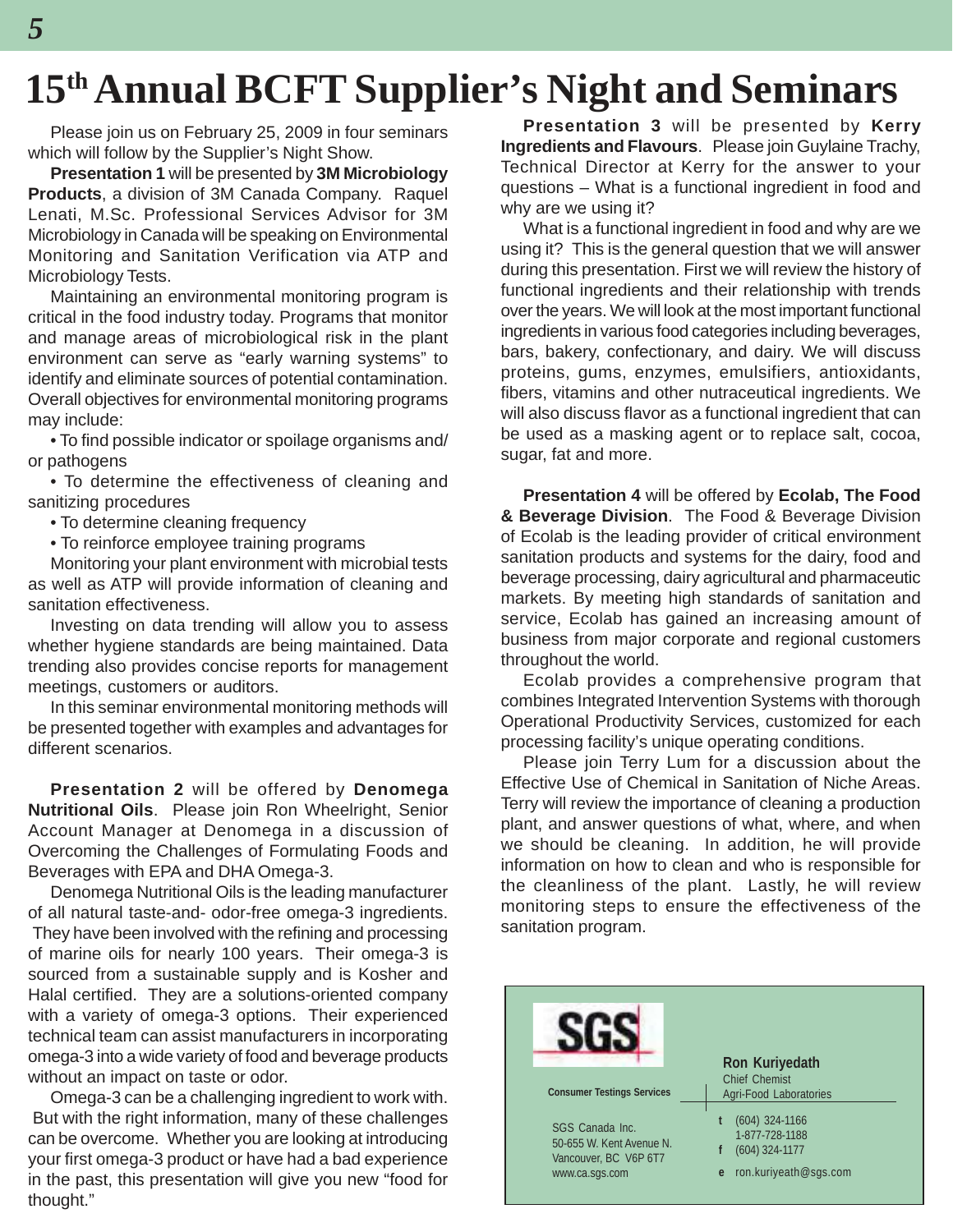# 15th Annual BCFT Supplier's Night and Seminars

Please join us on February 25, 2009 in four seminars which will follow by the Supplier's Night Show.

**Presentation 1** will be presented by **3M Microbiology Products**, a division of 3M Canada Company. Raquel Lenati, M.Sc. Professional Services Advisor for 3M Microbiology in Canada will be speaking on Environmental Monitoring and Sanitation Verification via ATP and Microbiology Tests.

Maintaining an environmental monitoring program is critical in the food industry today. Programs that monitor and manage areas of microbiological risk in the plant environment can serve as "early warning systems" to identify and eliminate sources of potential contamination. Overall objectives for environmental monitoring programs may include:

- To find possible indicator or spoilage organisms and/or pathogens
- To determine the effectiveness of cleaning and sanitizing procedures
- To determine cleaning frequency
- To reinforce employee training programs

Monitoring your plant environment with microbial tests as well as ATP will provide information of cleaning and sanitation effectiveness.

Investing on data trending will allow you to assess whether hygiene standards are being maintained. Data trending also provides concise reports for management meetings, customers or auditors.

In this seminar environmental monitoring methods will be presented together with examples and advantages for different scenarios.

**Presentation 2** will be offered by **Denomega Nutritional Oils**. Please join Ron Wheelright, Senior Account Manager at Denomega in a discussion of Overcoming the Challenges of Formulating Foods and Beverages with EPA and DHA Omega-3.

Denomega Nutritional Oils is the leading manufacturer of all natural taste-and- odor-free omega-3 ingredients. They have been involved with the refining and processing of marine oils for nearly 100 years. Their omega-3 is sourced from a sustainable supply and is Kosher and Halal certified. They are a solutions-oriented company with a variety of omega-3 options. Their experienced technical team can assist manufacturers in incorporating omega-3 into a wide variety of food and beverage products without an impact on taste or odor.

Omega-3 can be a challenging ingredient to work with. But with the right information, many of these challenges can be overcome. Whether you are looking at introducing your first omega-3 product or have had a bad experience in the past, this presentation will give you new "food for thought."

**Presentation 3** will be presented by **Kerry Ingredients and Flavours**. Please join Guylaine Trachy, Technical Director at Kerry for the answer to your questions – What is a functional ingredient in food and why are we using it?

What is a functional ingredient in food and why are we using it? This is the general question that we will answer during this presentation. First we will review the history of functional ingredients and their relationship with trends over the years. We will look at the most important functional ingredients in various food categories including beverages, bars, bakery, confectionary, and dairy. We will discuss proteins, gums, enzymes, emulsifiers, antioxidants, fibers, vitamins and other nutraceutical ingredients. We will also discuss flavor as a functional ingredient that can be used as a masking agent or to replace salt, cocoa, sugar, fat and more.

**Presentation 4** will be offered by **Ecolab, The Food & Beverage Division**. The Food & Beverage Division of Ecolab is the leading provider of critical environment sanitation products and systems for the dairy, food and beverage processing, dairy agricultural and pharmaceutic markets. By meeting high standards of sanitation and service, Ecolab has gained an increasing amount of business from major corporate and regional customers throughout the world.

Ecolab provides a comprehensive program that combines Integrated Intervention Systems with thorough Operational Productivity Services, customized for each processing facility's unique operating conditions.

Please join Terry Lum for a discussion about the Effective Use of Chemical in Sanitation of Niche Areas. Terry will review the importance of cleaning a production plant, and answer questions of what, where, and when we should be cleaning. In addition, he will provide information on how to clean and who is responsible for the cleanliness of the plant. Lastly, he will review monitoring steps to ensure the effectiveness of the sanitation program.

---

**SGS**

**Consumer Testings Services**

**Ron Kuriyedath**
Chief Chemist
Agri-Food Laboratories

SGS Canada Inc.
50-655 W. Kent Avenue N.
Vancouver, BC V6P 6T7
www.ca.sgs.com

**t** (604) 324-1166
1-877-728-1188
**f** (604) 324-1177
**e** ron.kuriyeath@sgs.com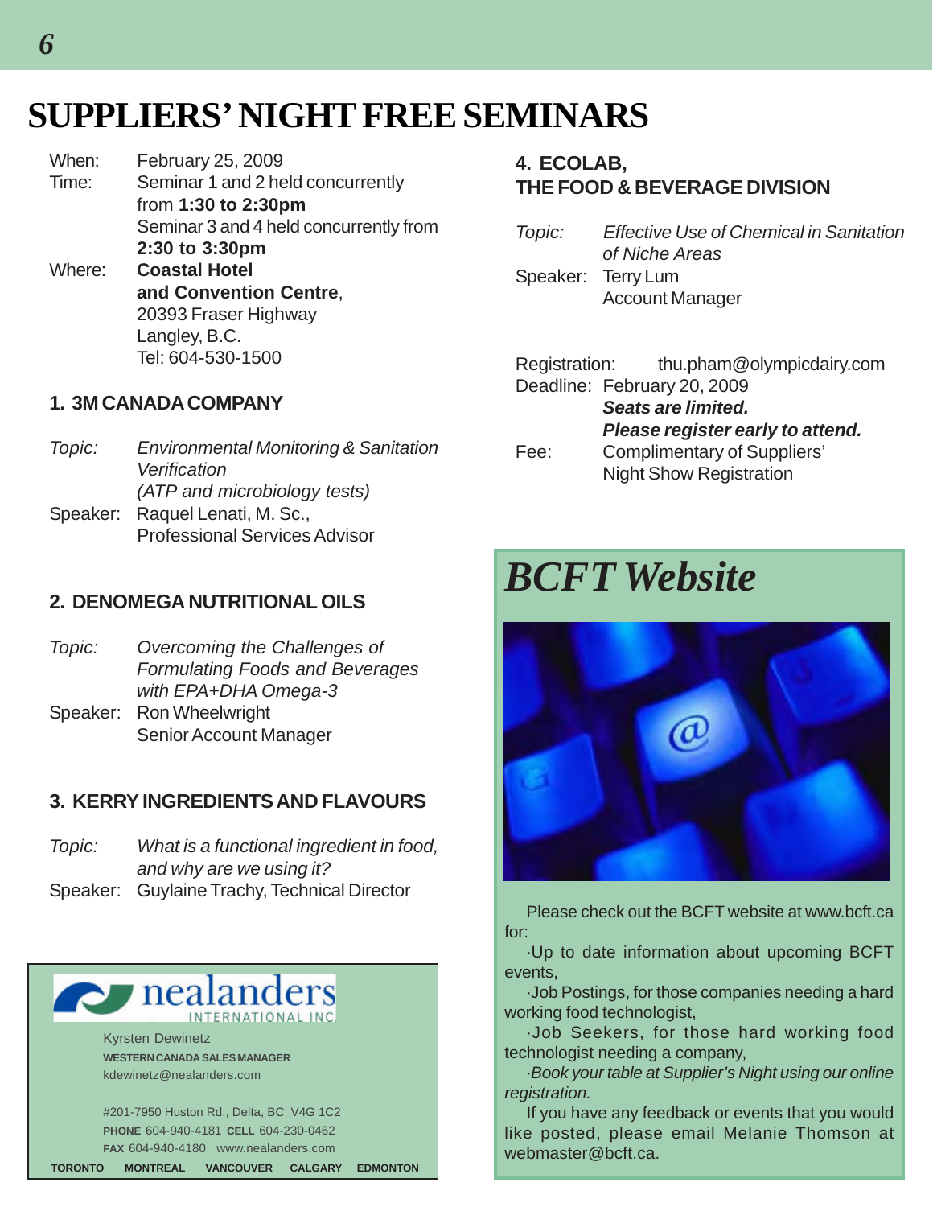# SUPPLIERS' NIGHT FREE SEMINARS

When: February 25, 2009
Time: Seminar 1 and 2 held concurrently from **1:30 to 2:30pm**
Seminar 3 and 4 held concurrently from **2:30 to 3:30pm**
Where: **Coastal Hotel and Convention Centre**, 20393 Fraser Highway, Langley, B.C.
Tel: 604-530-1500

### 1. 3M CANADA COMPANY

*Topic:* *Environmental Monitoring & Sanitation Verification (ATP and microbiology tests)*
Speaker: Raquel Lenati, M. Sc., Professional Services Advisor

### 2. DENOMEGA NUTRITIONAL OILS

*Topic:* *Overcoming the Challenges of Formulating Foods and Beverages with EPA+DHA Omega-3*
Speaker: Ron Wheelwright, Senior Account Manager

### 3. KERRY INGREDIENTS AND FLAVOURS

*Topic:* *What is a functional ingredient in food, and why are we using it?*
Speaker: Guylaine Trachy, Technical Director

### 4. ECOLAB, THE FOOD & BEVERAGE DIVISION

*Topic:* *Effective Use of Chemical in Sanitation of Niche Areas*
Speaker: Terry Lum, Account Manager

Registration: thu.pham@olympicdairy.com
Deadline: February 20, 2009
***Seats are limited.***
***Please register early to attend.***
Fee: Complimentary of Suppliers' Night Show Registration

---

nealanders INTERNATIONAL INC.

Kyrsten Dewinetz
**WESTERN CANADA SALES MANAGER**
kdewinetz@nealanders.com

#201-7950 Huston Rd., Delta, BC V4G 1C2
**PHONE** 604-940-4181 **CELL** 604-230-0462
**FAX** 604-940-4180 www.nealanders.com
**TORONTO MONTREAL VANCOUVER CALGARY EDMONTON**

---

## *BCFT Website*

Please check out the BCFT website at www.bcft.ca for:

·Up to date information about upcoming BCFT events,

·Job Postings, for those companies needing a hard working food technologist,

·Job Seekers, for those hard working food technologist needing a company,

*·Book your table at Supplier's Night using our online registration.*

If you have any feedback or events that you would like posted, please email Melanie Thomson at webmaster@bcft.ca.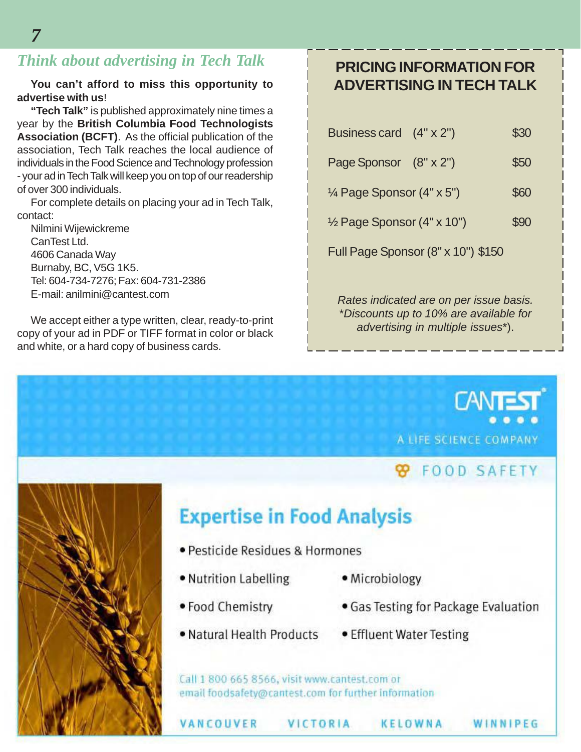## Think about advertising in Tech Talk

**You can't afford to miss this opportunity to advertise with us**!

**"Tech Talk"** is published approximately nine times a year by the **British Columbia Food Technologists Association (BCFT)**. As the official publication of the association, Tech Talk reaches the local audience of individuals in the Food Science and Technology profession - your ad in Tech Talk will keep you on top of our readership of over 300 individuals.

For complete details on placing your ad in Tech Talk, contact:

Nilmini Wijewickreme
CanTest Ltd.
4606 Canada Way
Burnaby, BC, V5G 1K5.
Tel: 604-734-7276; Fax: 604-731-2386
E-mail: anilmini@cantest.com

We accept either a type written, clear, ready-to-print copy of your ad in PDF or TIFF format in color or black and white, or a hard copy of business cards.

## PRICING INFORMATION FOR ADVERTISING IN TECH TALK

| | | |
|---|---|---|
| Business card | (4" x 2") | $30 |
| Page Sponsor | (8" x 2") | $50 |
| ¼ Page Sponsor | (4" x 5") | $60 |
| ½ Page Sponsor | (4" x 10") | $90 |
| Full Page Sponsor | (8" x 10") | $150 |

*Rates indicated are on per issue basis. *Discounts up to 10% are available for advertising in multiple issues**).

CANTEST
A LIFE SCIENCE COMPANY

FOOD SAFETY

### Expertise in Food Analysis

- Pesticide Residues & Hormones
- Nutrition Labelling
- Microbiology
- Food Chemistry
- Gas Testing for Package Evaluation
- Natural Health Products
- Effluent Water Testing

Call 1 800 665 8566, visit www.cantest.com or email foodsafety@cantest.com for further information

VANCOUVER VICTORIA KELOWNA WINNIPEG